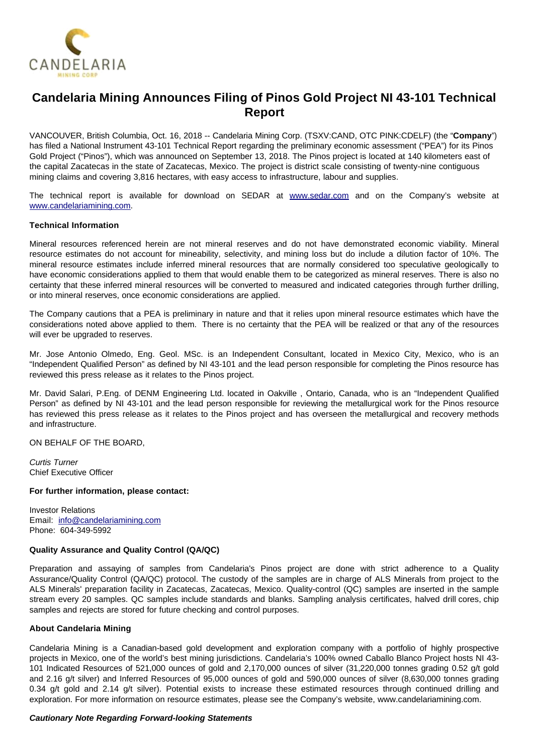# Candelaria Mining Announces Filing of Pinos Gold Project NI 43-101 Technical Report

VANCOUVER, British Columbia, Oct. 16, 2018 -- Candelaria Mining Corp. (TSXV:CAND, OTC PINK:CDELF) (the "**Company**") has filed a National Instrument 43-101 Technical Report regarding the preliminary economic assessment ("PEA") for its Pinos Gold Project ("Pinos"), which was announced on September 13, 2018. The Pinos project is located at 140 kilometers east of the capital Zacatecas in the state of Zacatecas, Mexico. The project is district scale consisting of twenty-nine contiguous mining claims and covering 3,816 hectares, with easy access to infrastructure, labour and supplies.

The technical report is available for download on SEDAR at www.sedar.com and on the Company's website at www.candelariamining.com.

**Technical Information**

Mineral resources referenced herein are not mineral reserves and do not have demonstrated economic viability. Mineral resource estimates do not account for mineability, selectivity, and mining loss but do include a dilution factor of 10%. The mineral resource estimates include inferred mineral resources that are normally considered too speculative geologically to have economic considerations applied to them that would enable them to be categorized as mineral reserves. There is also no certainty that these inferred mineral resources will be converted to measured and indicated categories through further drilling, or into mineral reserves, once economic considerations are applied.

The Company cautions that a PEA is preliminary in nature and that it relies upon mineral resource estimates which have the considerations noted above applied to them. There is no certainty that the PEA will be realized or that any of the resources will ever be upgraded to reserves.

Mr. Jose Antonio Olmedo, Eng. Geol. MSc. is an Independent Consultant, located in Mexico City, Mexico, who is an "Independent Qualified Person" as defined by NI 43-101 and the lead person responsible for completing the Pinos resource has reviewed this press release as it relates to the Pinos project.

Mr. David Salari, P.Eng. of DENM Engineering Ltd. located in Oakville , Ontario, Canada, who is an "Independent Qualified Person" as defined by NI 43-101 and the lead person responsible for reviewing the metallurgical work for the Pinos resource has reviewed this press release as it relates to the Pinos project and has overseen the metallurgical and recovery methods and infrastructure.

ON BEHALF OF THE BOARD,

*Curtis Turner*
Chief Executive Officer

**For further information, please contact:**

Investor Relations
Email: info@candelariamining.com
Phone: 604-349-5992

**Quality Assurance and Quality Control (QA/QC)**

Preparation and assaying of samples from Candelaria's Pinos project are done with strict adherence to a Quality Assurance/Quality Control (QA/QC) protocol. The custody of the samples are in charge of ALS Minerals from project to the ALS Minerals' preparation facility in Zacatecas, Zacatecas, Mexico. Quality-control (QC) samples are inserted in the sample stream every 20 samples. QC samples include standards and blanks. Sampling analysis certificates, halved drill cores, chip samples and rejects are stored for future checking and control purposes.

**About Candelaria Mining**

Candelaria Mining is a Canadian-based gold development and exploration company with a portfolio of highly prospective projects in Mexico, one of the world's best mining jurisdictions. Candelaria's 100% owned Caballo Blanco Project hosts NI 43-101 Indicated Resources of 521,000 ounces of gold and 2,170,000 ounces of silver (31,220,000 tonnes grading 0.52 g/t gold and 2.16 g/t silver) and Inferred Resources of 95,000 ounces of gold and 590,000 ounces of silver (8,630,000 tonnes grading 0.34 g/t gold and 2.14 g/t silver). Potential exists to increase these estimated resources through continued drilling and exploration. For more information on resource estimates, please see the Company's website, www.candelariamining.com.

***Cautionary Note Regarding Forward-looking Statements***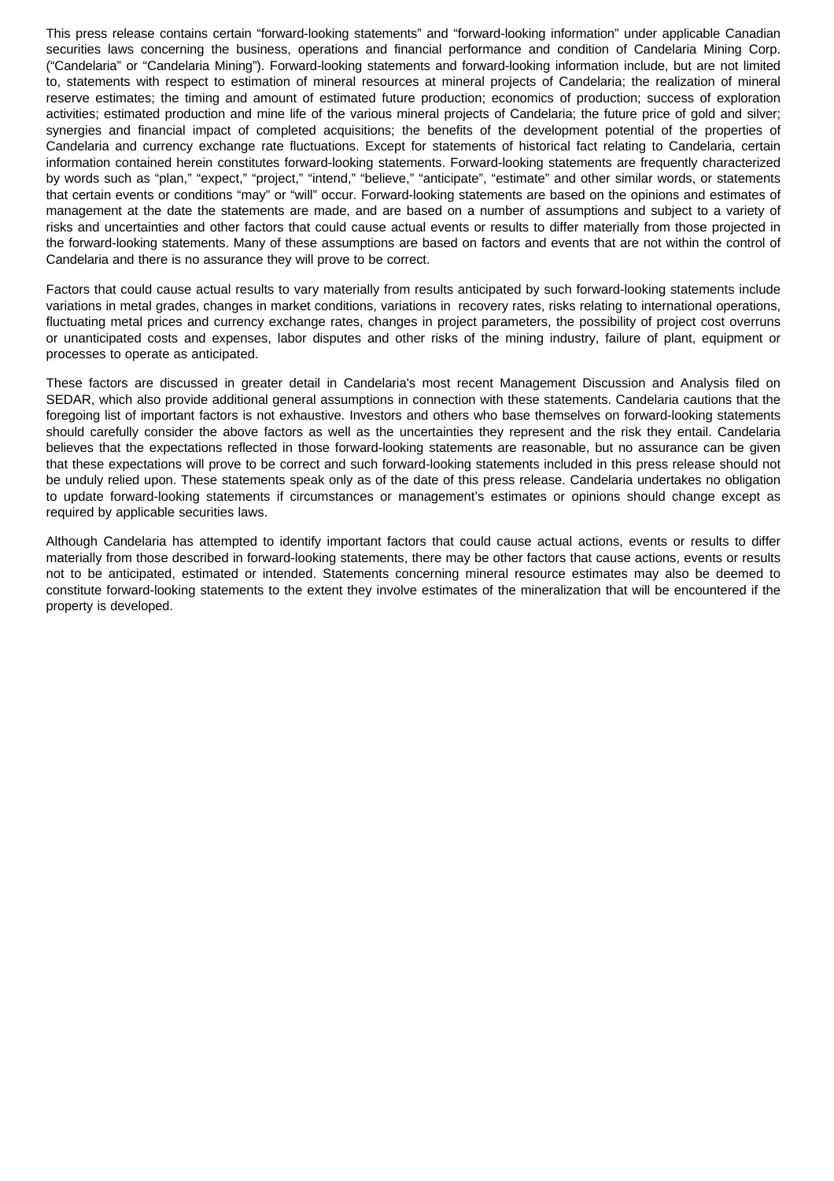This press release contains certain "forward-looking statements" and "forward-looking information" under applicable Canadian securities laws concerning the business, operations and financial performance and condition of Candelaria Mining Corp. ("Candelaria" or "Candelaria Mining"). Forward-looking statements and forward-looking information include, but are not limited to, statements with respect to estimation of mineral resources at mineral projects of Candelaria; the realization of mineral reserve estimates; the timing and amount of estimated future production; economics of production; success of exploration activities; estimated production and mine life of the various mineral projects of Candelaria; the future price of gold and silver; synergies and financial impact of completed acquisitions; the benefits of the development potential of the properties of Candelaria and currency exchange rate fluctuations. Except for statements of historical fact relating to Candelaria, certain information contained herein constitutes forward-looking statements. Forward-looking statements are frequently characterized by words such as "plan," "expect," "project," "intend," "believe," "anticipate", "estimate" and other similar words, or statements that certain events or conditions "may" or "will" occur. Forward-looking statements are based on the opinions and estimates of management at the date the statements are made, and are based on a number of assumptions and subject to a variety of risks and uncertainties and other factors that could cause actual events or results to differ materially from those projected in the forward-looking statements. Many of these assumptions are based on factors and events that are not within the control of Candelaria and there is no assurance they will prove to be correct.

Factors that could cause actual results to vary materially from results anticipated by such forward-looking statements include variations in metal grades, changes in market conditions, variations in recovery rates, risks relating to international operations, fluctuating metal prices and currency exchange rates, changes in project parameters, the possibility of project cost overruns or unanticipated costs and expenses, labor disputes and other risks of the mining industry, failure of plant, equipment or processes to operate as anticipated.

These factors are discussed in greater detail in Candelaria's most recent Management Discussion and Analysis filed on SEDAR, which also provide additional general assumptions in connection with these statements. Candelaria cautions that the foregoing list of important factors is not exhaustive. Investors and others who base themselves on forward-looking statements should carefully consider the above factors as well as the uncertainties they represent and the risk they entail. Candelaria believes that the expectations reflected in those forward-looking statements are reasonable, but no assurance can be given that these expectations will prove to be correct and such forward-looking statements included in this press release should not be unduly relied upon. These statements speak only as of the date of this press release. Candelaria undertakes no obligation to update forward-looking statements if circumstances or management's estimates or opinions should change except as required by applicable securities laws.

Although Candelaria has attempted to identify important factors that could cause actual actions, events or results to differ materially from those described in forward-looking statements, there may be other factors that cause actions, events or results not to be anticipated, estimated or intended. Statements concerning mineral resource estimates may also be deemed to constitute forward-looking statements to the extent they involve estimates of the mineralization that will be encountered if the property is developed.